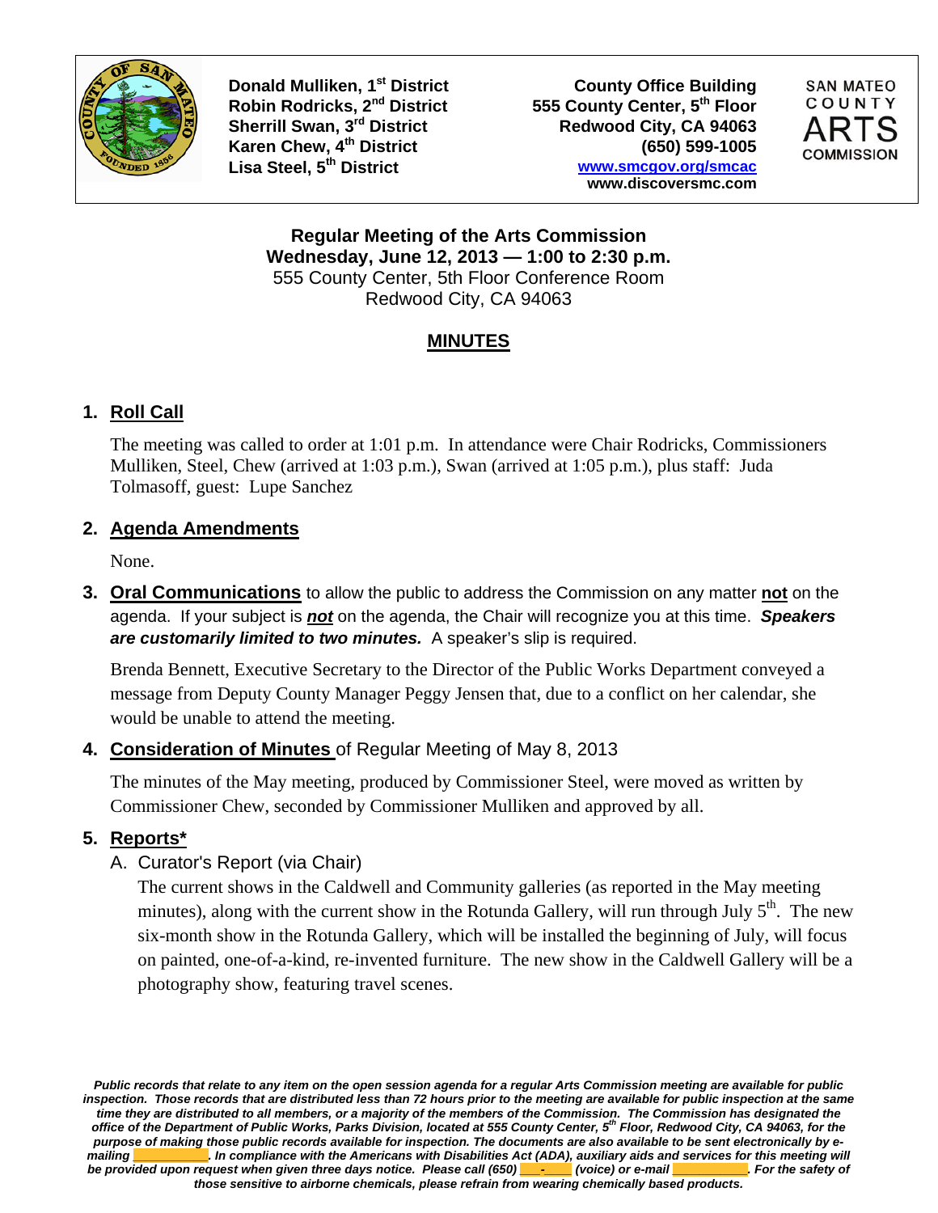Donald Mulliken, 1st District
Robin Rodricks, 2nd District
Sherrill Swan, 3rd District
Karen Chew, 4th District
Lisa Steel, 5th District

County Office Building
555 County Center, 5th Floor
Redwood City, CA 94063
(650) 599-1005
www.smcgov.org/smcac
www.discoversmc.com

SAN MATEO COUNTY ARTS COMMISSION

**Regular Meeting of the Arts Commission**
**Wednesday, June 12, 2013 — 1:00 to 2:30 p.m.**
555 County Center, 5th Floor Conference Room
Redwood City, CA 94063

## MINUTES

### 1. Roll Call

The meeting was called to order at 1:01 p.m. In attendance were Chair Rodricks, Commissioners Mulliken, Steel, Chew (arrived at 1:03 p.m.), Swan (arrived at 1:05 p.m.), plus staff: Juda Tolmasoff, guest: Lupe Sanchez

### 2. Agenda Amendments

None.

### 3. Oral Communications to allow the public to address the Commission on any matter **not** on the agenda. If your subject is ***not*** on the agenda, the Chair will recognize you at this time. ***Speakers are customarily limited to two minutes.*** A speaker's slip is required.

Brenda Bennett, Executive Secretary to the Director of the Public Works Department conveyed a message from Deputy County Manager Peggy Jensen that, due to a conflict on her calendar, she would be unable to attend the meeting.

### 4. Consideration of Minutes of Regular Meeting of May 8, 2013

The minutes of the May meeting, produced by Commissioner Steel, were moved as written by Commissioner Chew, seconded by Commissioner Mulliken and approved by all.

### 5. Reports*

A. Curator's Report (via Chair)

The current shows in the Caldwell and Community galleries (as reported in the May meeting minutes), along with the current show in the Rotunda Gallery, will run through July 5th. The new six-month show in the Rotunda Gallery, which will be installed the beginning of July, will focus on painted, one-of-a-kind, re-invented furniture. The new show in the Caldwell Gallery will be a photography show, featuring travel scenes.

***Public records that relate to any item on the open session agenda for a regular Arts Commission meeting are available for public inspection. Those records that are distributed less than 72 hours prior to the meeting are available for public inspection at the same time they are distributed to all members, or a majority of the members of the Commission. The Commission has designated the office of the Department of Public Works, Parks Division, located at 555 County Center, 5th Floor, Redwood City, CA 94063, for the purpose of making those public records available for inspection. The documents are also available to be sent electronically by e-mailing \_\_\_\_\_\_\_\_. In compliance with the Americans with Disabilities Act (ADA), auxiliary aids and services for this meeting will be provided upon request when given three days notice. Please call (650) \_\_\_-\_\_\_\_ (voice) or e-mail \_\_\_\_\_\_\_\_. For the safety of those sensitive to airborne chemicals, please refrain from wearing chemically based products.***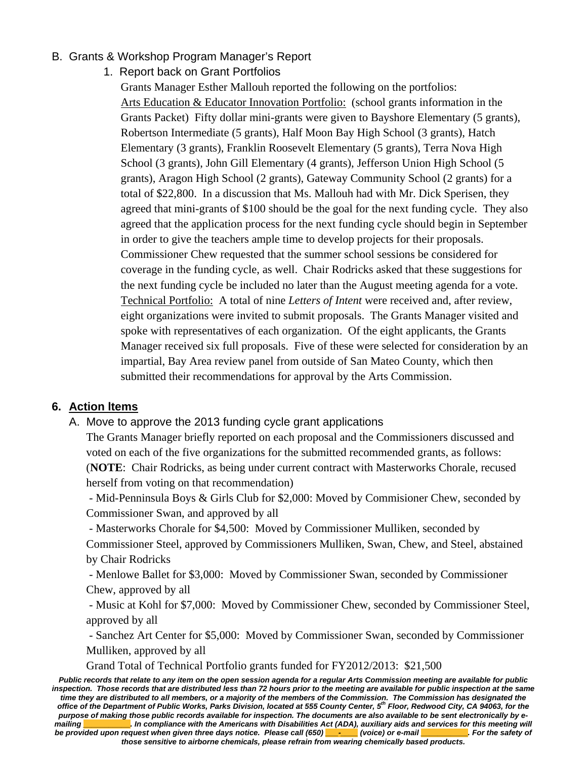B. Grants & Workshop Program Manager's Report

1. Report back on Grant Portfolios

Grants Manager Esther Mallouh reported the following on the portfolios:
Arts Education & Educator Innovation Portfolio: (school grants information in the Grants Packet) Fifty dollar mini-grants were given to Bayshore Elementary (5 grants), Robertson Intermediate (5 grants), Half Moon Bay High School (3 grants), Hatch Elementary (3 grants), Franklin Roosevelt Elementary (5 grants), Terra Nova High School (3 grants), John Gill Elementary (4 grants), Jefferson Union High School (5 grants), Aragon High School (2 grants), Gateway Community School (2 grants) for a total of $22,800. In a discussion that Ms. Mallouh had with Mr. Dick Sperisen, they agreed that mini-grants of $100 should be the goal for the next funding cycle. They also agreed that the application process for the next funding cycle should begin in September in order to give the teachers ample time to develop projects for their proposals. Commissioner Chew requested that the summer school sessions be considered for coverage in the funding cycle, as well. Chair Rodricks asked that these suggestions for the next funding cycle be included no later than the August meeting agenda for a vote.
Technical Portfolio: A total of nine *Letters of Intent* were received and, after review, eight organizations were invited to submit proposals. The Grants Manager visited and spoke with representatives of each organization. Of the eight applicants, the Grants Manager received six full proposals. Five of these were selected for consideration by an impartial, Bay Area review panel from outside of San Mateo County, which then submitted their recommendations for approval by the Arts Commission.

## 6. Action Items

A. Move to approve the 2013 funding cycle grant applications

The Grants Manager briefly reported on each proposal and the Commissioners discussed and voted on each of the five organizations for the submitted recommended grants, as follows: (**NOTE**: Chair Rodricks, as being under current contract with Masterworks Chorale, recused herself from voting on that recommendation)

- Mid-Penninsula Boys & Girls Club for $2,000: Moved by Commisioner Chew, seconded by Commissioner Swan, and approved by all
- Masterworks Chorale for $4,500: Moved by Commissioner Mulliken, seconded by Commissioner Steel, approved by Commissioners Mulliken, Swan, Chew, and Steel, abstained by Chair Rodricks
- Menlowe Ballet for $3,000: Moved by Commissioner Swan, seconded by Commissioner Chew, approved by all
- Music at Kohl for $7,000: Moved by Commissioner Chew, seconded by Commissioner Steel, approved by all
- Sanchez Art Center for $5,000: Moved by Commissioner Swan, seconded by Commissioner Mulliken, approved by all

Grand Total of Technical Portfolio grants funded for FY2012/2013: $21,500

***Public records that relate to any item on the open session agenda for a regular Arts Commission meeting are available for public inspection. Those records that are distributed less than 72 hours prior to the meeting are available for public inspection at the same time they are distributed to all members, or a majority of the members of the Commission. The Commission has designated the office of the Department of Public Works, Parks Division, located at 555 County Center, 5th Floor, Redwood City, CA 94063, for the purpose of making those public records available for inspection. The documents are also available to be sent electronically by e-mailing ___________. In compliance with the Americans with Disabilities Act (ADA), auxiliary aids and services for this meeting will be provided upon request when given three days notice. Please call (650) ___-____ (voice) or e-mail ___________. For the safety of those sensitive to airborne chemicals, please refrain from wearing chemically based products.***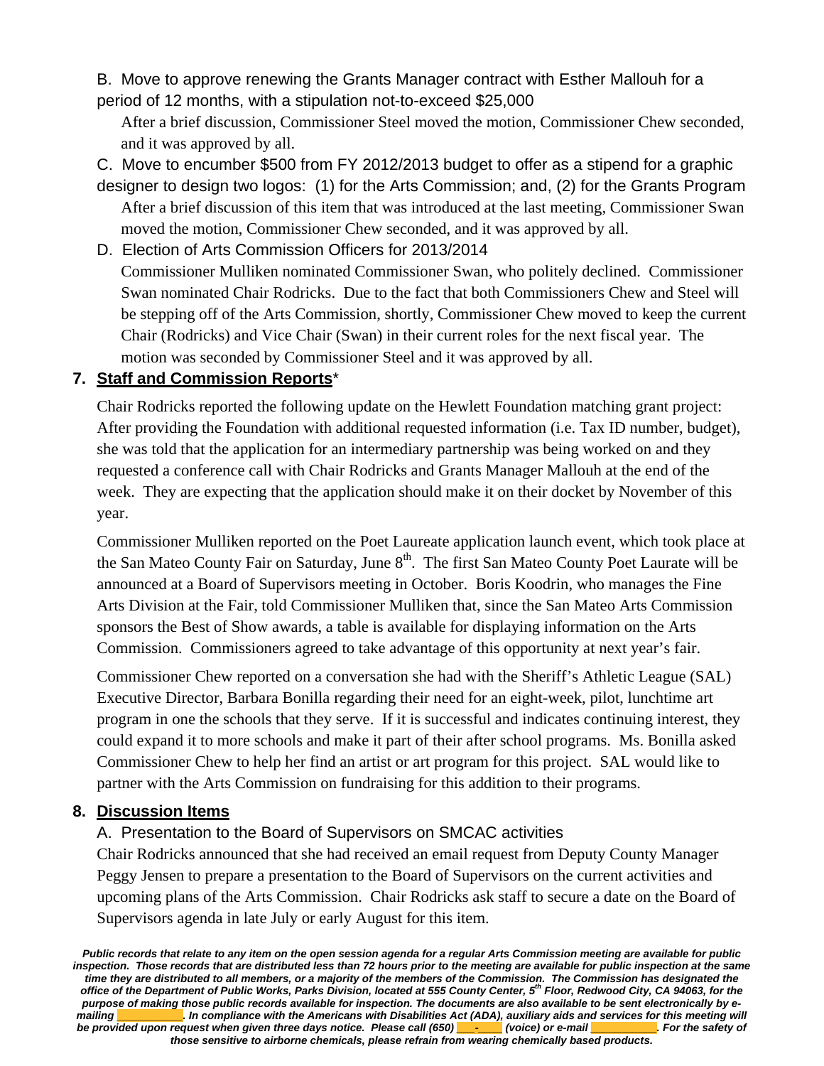B. Move to approve renewing the Grants Manager contract with Esther Mallouh for a period of 12 months, with a stipulation not-to-exceed $25,000

After a brief discussion, Commissioner Steel moved the motion, Commissioner Chew seconded, and it was approved by all.

C. Move to encumber $500 from FY 2012/2013 budget to offer as a stipend for a graphic designer to design two logos: (1) for the Arts Commission; and, (2) for the Grants Program

After a brief discussion of this item that was introduced at the last meeting, Commissioner Swan moved the motion, Commissioner Chew seconded, and it was approved by all.

D. Election of Arts Commission Officers for 2013/2014

Commissioner Mulliken nominated Commissioner Swan, who politely declined. Commissioner Swan nominated Chair Rodricks. Due to the fact that both Commissioners Chew and Steel will be stepping off of the Arts Commission, shortly, Commissioner Chew moved to keep the current Chair (Rodricks) and Vice Chair (Swan) in their current roles for the next fiscal year. The motion was seconded by Commissioner Steel and it was approved by all.

## 7. **Staff and Commission Reports***

Chair Rodricks reported the following update on the Hewlett Foundation matching grant project: After providing the Foundation with additional requested information (i.e. Tax ID number, budget), she was told that the application for an intermediary partnership was being worked on and they requested a conference call with Chair Rodricks and Grants Manager Mallouh at the end of the week. They are expecting that the application should make it on their docket by November of this year.

Commissioner Mulliken reported on the Poet Laureate application launch event, which took place at the San Mateo County Fair on Saturday, June 8th. The first San Mateo County Poet Laurate will be announced at a Board of Supervisors meeting in October. Boris Koodrin, who manages the Fine Arts Division at the Fair, told Commissioner Mulliken that, since the San Mateo Arts Commission sponsors the Best of Show awards, a table is available for displaying information on the Arts Commission. Commissioners agreed to take advantage of this opportunity at next year's fair.

Commissioner Chew reported on a conversation she had with the Sheriff's Athletic League (SAL) Executive Director, Barbara Bonilla regarding their need for an eight-week, pilot, lunchtime art program in one the schools that they serve. If it is successful and indicates continuing interest, they could expand it to more schools and make it part of their after school programs. Ms. Bonilla asked Commissioner Chew to help her find an artist or art program for this project. SAL would like to partner with the Arts Commission on fundraising for this addition to their programs.

## 8. **Discussion Items**

A. Presentation to the Board of Supervisors on SMCAC activities

Chair Rodricks announced that she had received an email request from Deputy County Manager Peggy Jensen to prepare a presentation to the Board of Supervisors on the current activities and upcoming plans of the Arts Commission. Chair Rodricks ask staff to secure a date on the Board of Supervisors agenda in late July or early August for this item.

***Public records that relate to any item on the open session agenda for a regular Arts Commission meeting are available for public inspection. Those records that are distributed less than 72 hours prior to the meeting are available for public inspection at the same time they are distributed to all members, or a majority of the members of the Commission. The Commission has designated the office of the Department of Public Works, Parks Division, located at 555 County Center, 5th Floor, Redwood City, CA 94063, for the purpose of making those public records available for inspection. The documents are also available to be sent electronically by e-mailing ___________. In compliance with the Americans with Disabilities Act (ADA), auxiliary aids and services for this meeting will be provided upon request when given three days notice. Please call (650) ___-____ (voice) or e-mail ___________. For the safety of those sensitive to airborne chemicals, please refrain from wearing chemically based products.***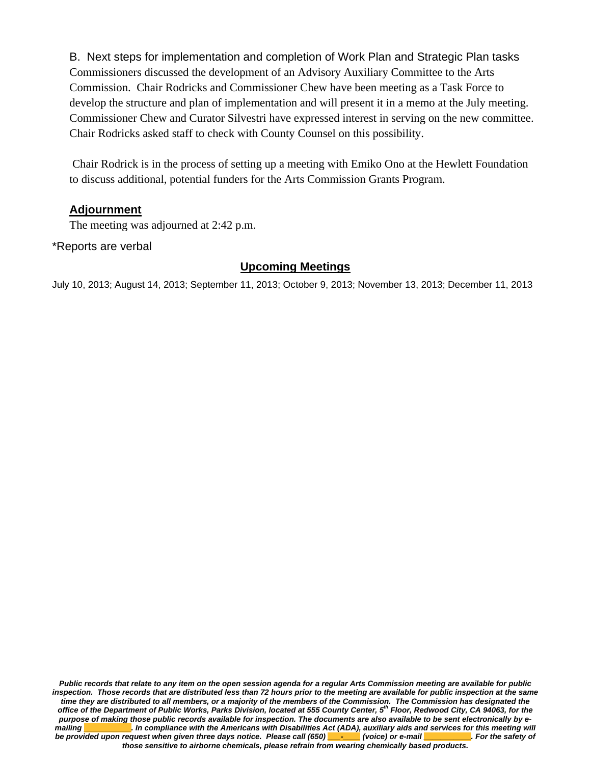B. Next steps for implementation and completion of Work Plan and Strategic Plan tasks

Commissioners discussed the development of an Advisory Auxiliary Committee to the Arts Commission. Chair Rodricks and Commissioner Chew have been meeting as a Task Force to develop the structure and plan of implementation and will present it in a memo at the July meeting. Commissioner Chew and Curator Silvestri have expressed interest in serving on the new committee. Chair Rodricks asked staff to check with County Counsel on this possibility.

Chair Rodrick is in the process of setting up a meeting with Emiko Ono at the Hewlett Foundation to discuss additional, potential funders for the Arts Commission Grants Program.

**Adjournment**

The meeting was adjourned at 2:42 p.m.

*Reports are verbal

**Upcoming Meetings**

July 10, 2013; August 14, 2013; September 11, 2013; October 9, 2013; November 13, 2013; December 11, 2013

***Public records that relate to any item on the open session agenda for a regular Arts Commission meeting are available for public inspection. Those records that are distributed less than 72 hours prior to the meeting are available for public inspection at the same time they are distributed to all members, or a majority of the members of the Commission. The Commission has designated the office of the Department of Public Works, Parks Division, located at 555 County Center, 5th Floor, Redwood City, CA 94063, for the purpose of making those public records available for inspection. The documents are also available to be sent electronically by e-mailing ___________. In compliance with the Americans with Disabilities Act (ADA), auxiliary aids and services for this meeting will be provided upon request when given three days notice. Please call (650) ___-____ (voice) or e-mail ___________. For the safety of those sensitive to airborne chemicals, please refrain from wearing chemically based products.***